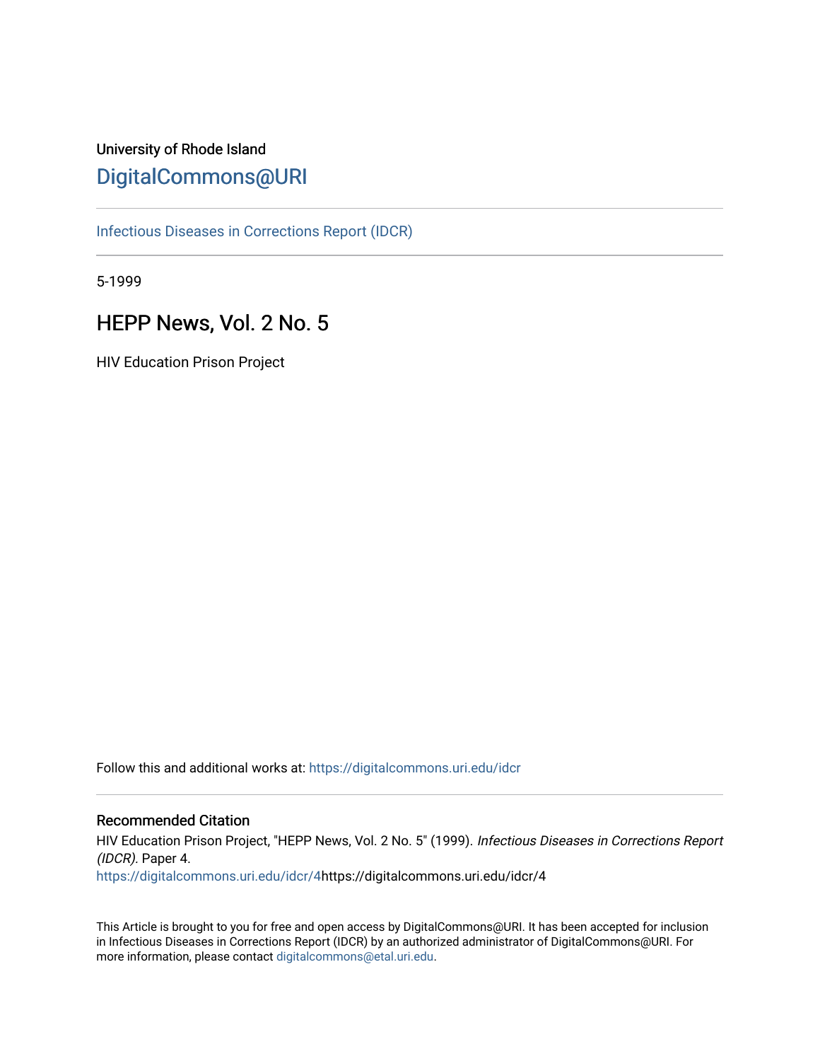University of Rhode Island

# DigitalCommons@URI

Infectious Diseases in Corrections Report (IDCR)

5-1999

## HEPP News, Vol. 2 No. 5

HIV Education Prison Project

Follow this and additional works at: https://digitalcommons.uri.edu/idcr

### Recommended Citation

HIV Education Prison Project, "HEPP News, Vol. 2 No. 5" (1999). *Infectious Diseases in Corrections Report (IDCR).* Paper 4.
https://digitalcommons.uri.edu/idcr/4https://digitalcommons.uri.edu/idcr/4

This Article is brought to you for free and open access by DigitalCommons@URI. It has been accepted for inclusion in Infectious Diseases in Corrections Report (IDCR) by an authorized administrator of DigitalCommons@URI. For more information, please contact digitalcommons@etal.uri.edu.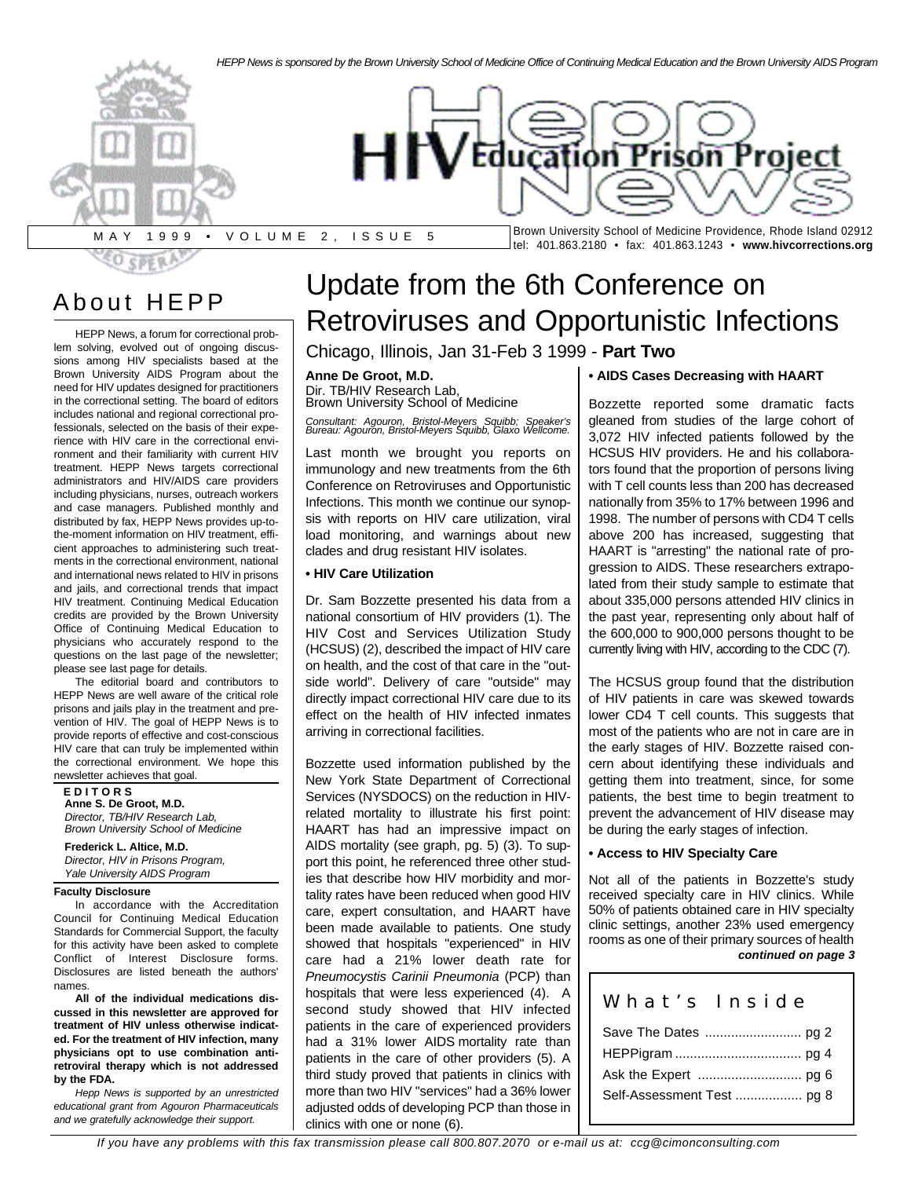HEPP News is sponsored by the Brown University School of Medicine Office of Continuing Medical Education and the Brown University AIDS Program

# HIV Education Prison Project News

MAY 1999 • VOLUME 2, ISSUE 5

Brown University School of Medicine Providence, Rhode Island 02912
tel: 401.863.2180 • fax: 401.863.1243 • www.hivcorrections.org

## About HEPP

HEPP News, a forum for correctional problem solving, evolved out of ongoing discussions among HIV specialists based at the Brown University AIDS Program about the need for HIV updates designed for practitioners in the correctional setting. The board of editors includes national and regional correctional professionals, selected on the basis of their experience with HIV care in the correctional environment and their familiarity with current HIV treatment. HEPP News targets correctional administrators and HIV/AIDS care providers including physicians, nurses, outreach workers and case managers. Published monthly and distributed by fax, HEPP News provides up-to-the-moment information on HIV treatment, efficient approaches to administering such treatments in the correctional environment, national and international news related to HIV in prisons and jails, and correctional trends that impact HIV treatment. Continuing Medical Education credits are provided by the Brown University Office of Continuing Medical Education to physicians who accurately respond to the questions on the last page of the newsletter; please see last page for details.

The editorial board and contributors to HEPP News are well aware of the critical role prisons and jails play in the treatment and prevention of HIV. The goal of HEPP News is to provide reports of effective and cost-conscious HIV care that can truly be implemented within the correctional environment. We hope this newsletter achieves that goal.

**EDITORS**

**Anne S. De Groot, M.D.**
*Director, TB/HIV Research Lab, Brown University School of Medicine*

**Frederick L. Altice, M.D.**
*Director, HIV in Prisons Program, Yale University AIDS Program*

**Faculty Disclosure**

In accordance with the Accreditation Council for Continuing Medical Education Standards for Commercial Support, the faculty for this activity have been asked to complete Conflict of Interest Disclosure forms. Disclosures are listed beneath the authors' names.

**All of the individual medications discussed in this newsletter are approved for treatment of HIV unless otherwise indicated. For the treatment of HIV infection, many physicians opt to use combination antiretroviral therapy which is not addressed by the FDA.**

*Hepp News is supported by an unrestricted educational grant from Agouron Pharmaceuticals and we gratefully acknowledge their support.*

# Update from the 6th Conference on Retroviruses and Opportunistic Infections

## Chicago, Illinois, Jan 31-Feb 3 1999 - **Part Two**

**Anne De Groot, M.D.**
Dir. TB/HIV Research Lab, Brown University School of Medicine

*Consultant: Agouron, Bristol-Meyers Squibb; Speaker's Bureau: Agouron, Bristol-Meyers Squibb, Glaxo Wellcome.*

Last month we brought you reports on immunology and new treatments from the 6th Conference on Retroviruses and Opportunistic Infections. This month we continue our synopsis with reports on HIV care utilization, viral load monitoring, and warnings about new clades and drug resistant HIV isolates.

### • HIV Care Utilization

Dr. Sam Bozzette presented his data from a national consortium of HIV providers (1). The HIV Cost and Services Utilization Study (HCSUS) (2), described the impact of HIV care on health, and the cost of that care in the "outside world". Delivery of care "outside" may directly impact correctional HIV care due to its effect on the health of HIV infected inmates arriving in correctional facilities.

Bozzette used information published by the New York State Department of Correctional Services (NYSDOCS) on the reduction in HIV-related mortality to illustrate his first point: HAART has had an impressive impact on AIDS mortality (see graph, pg. 5) (3). To support this point, he referenced three other studies that describe how HIV morbidity and mortality rates have been reduced when good HIV care, expert consultation, and HAART have been made available to patients. One study showed that hospitals "experienced" in HIV care had a 21% lower death rate for *Pneumocystis Carinii Pneumonia* (PCP) than hospitals that were less experienced (4). A second study showed that HIV infected patients in the care of experienced providers had a 31% lower AIDS mortality rate than patients in the care of other providers (5). A third study proved that patients in clinics with more than two HIV "services" had a 36% lower adjusted odds of developing PCP than those in clinics with one or none (6).

### • AIDS Cases Decreasing with HAART

Bozzette reported some dramatic facts gleaned from studies of the large cohort of 3,072 HIV infected patients followed by the HCSUS HIV providers. He and his collaborators found that the proportion of persons living with T cell counts less than 200 has decreased nationally from 35% to 17% between 1996 and 1998. The number of persons with CD4 T cells above 200 has increased, suggesting that HAART is "arresting" the national rate of progression to AIDS. These researchers extrapolated from their study sample to estimate that about 335,000 persons attended HIV clinics in the past year, representing only about half of the 600,000 to 900,000 persons thought to be currently living with HIV, according to the CDC (7).

The HCSUS group found that the distribution of HIV patients in care was skewed towards lower CD4 T cell counts. This suggests that most of the patients who are not in care are in the early stages of HIV. Bozzette raised concern about identifying these individuals and getting them into treatment, since, for some patients, the best time to begin treatment to prevent the advancement of HIV disease may be during the early stages of infection.

### • Access to HIV Specialty Care

Not all of the patients in Bozzette's study received specialty care in HIV clinics. While 50% of patients obtained care in HIV specialty clinic settings, another 23% used emergency rooms as one of their primary sources of health

***continued on page 3***

## What's Inside

Save The Dates .......................... pg 2
HEPPigram .................................. pg 4
Ask the Expert ............................ pg 6
Self-Assessment Test .................. pg 8

*If you have any problems with this fax transmission please call 800.807.2070 or e-mail us at: ccg@cimonconsulting.com*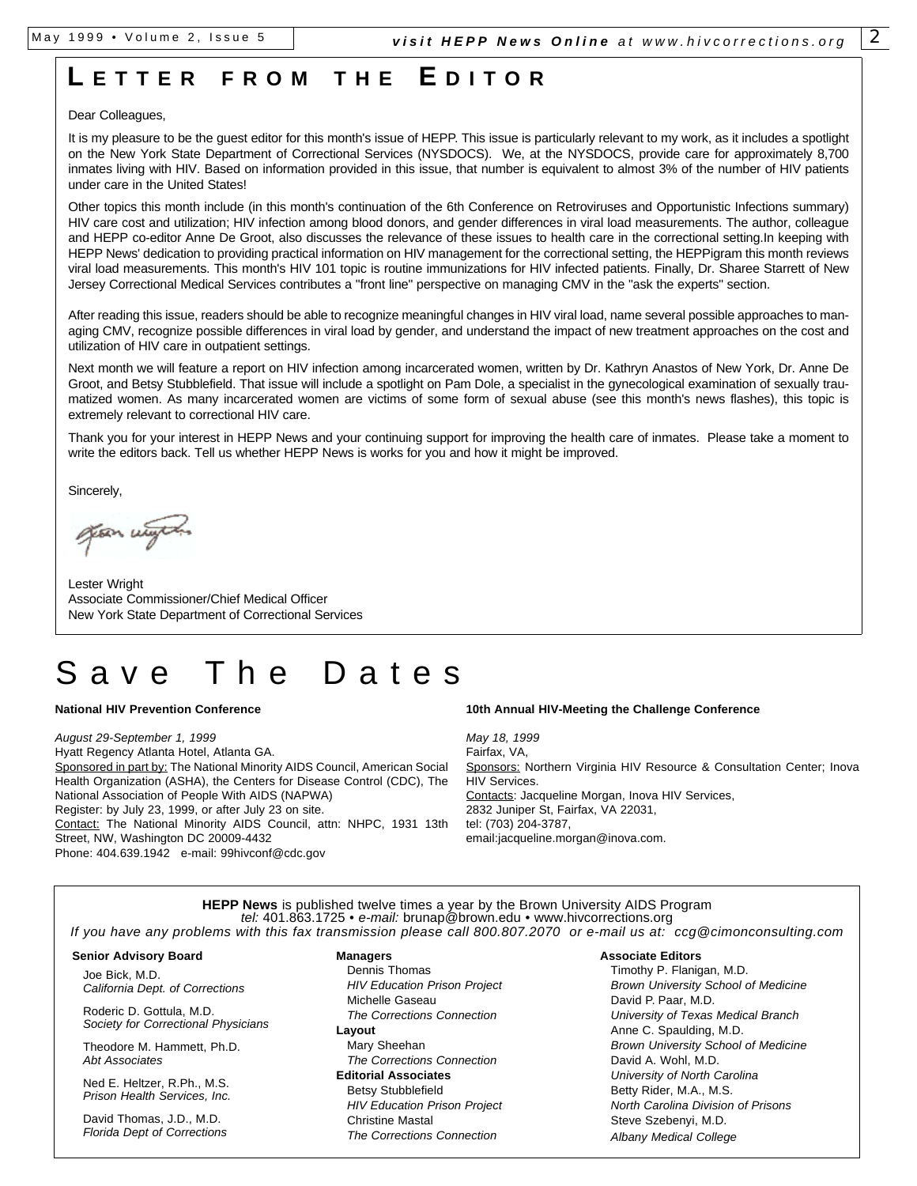# LETTER FROM THE EDITOR

Dear Colleagues,

It is my pleasure to be the guest editor for this month's issue of HEPP. This issue is particularly relevant to my work, as it includes a spotlight on the New York State Department of Correctional Services (NYSDOCS). We, at the NYSDOCS, provide care for approximately 8,700 inmates living with HIV. Based on information provided in this issue, that number is equivalent to almost 3% of the number of HIV patients under care in the United States!

Other topics this month include (in this month's continuation of the 6th Conference on Retroviruses and Opportunistic Infections summary) HIV care cost and utilization; HIV infection among blood donors, and gender differences in viral load measurements. The author, colleague and HEPP co-editor Anne De Groot, also discusses the relevance of these issues to health care in the correctional setting.In keeping with HEPP News' dedication to providing practical information on HIV management for the correctional setting, the HEPPigram this month reviews viral load measurements. This month's HIV 101 topic is routine immunizations for HIV infected patients. Finally, Dr. Sharee Starrett of New Jersey Correctional Medical Services contributes a "front line" perspective on managing CMV in the "ask the experts" section.

After reading this issue, readers should be able to recognize meaningful changes in HIV viral load, name several possible approaches to managing CMV, recognize possible differences in viral load by gender, and understand the impact of new treatment approaches on the cost and utilization of HIV care in outpatient settings.

Next month we will feature a report on HIV infection among incarcerated women, written by Dr. Kathryn Anastos of New York, Dr. Anne De Groot, and Betsy Stubblefield. That issue will include a spotlight on Pam Dole, a specialist in the gynecological examination of sexually traumatized women. As many incarcerated women are victims of some form of sexual abuse (see this month's news flashes), this topic is extremely relevant to correctional HIV care.

Thank you for your interest in HEPP News and your continuing support for improving the health care of inmates. Please take a moment to write the editors back. Tell us whether HEPP News is works for you and how it might be improved.

Sincerely,

Lester Wright
Associate Commissioner/Chief Medical Officer
New York State Department of Correctional Services

# Save The Dates

**National HIV Prevention Conference**

*August 29-September 1, 1999*
Hyatt Regency Atlanta Hotel, Atlanta GA.
Sponsored in part by: The National Minority AIDS Council, American Social Health Organization (ASHA), the Centers for Disease Control (CDC), The National Association of People With AIDS (NAPWA)
Register: by July 23, 1999, or after July 23 on site.
Contact: The National Minority AIDS Council, attn: NHPC, 1931 13th Street, NW, Washington DC 20009-4432
Phone: 404.639.1942 e-mail: 99hivconf@cdc.gov

**10th Annual HIV-Meeting the Challenge Conference**

*May 18, 1999*
Fairfax, VA,
Sponsors: Northern Virginia HIV Resource & Consultation Center; Inova HIV Services.
Contacts: Jacqueline Morgan, Inova HIV Services,
2832 Juniper St, Fairfax, VA 22031,
tel: (703) 204-3787,
email:jacqueline.morgan@inova.com.

**HEPP News** is published twelve times a year by the Brown University AIDS Program
*tel:* 401.863.1725 • *e-mail:* brunap@brown.edu • www.hivcorrections.org
*If you have any problems with this fax transmission please call 800.807.2070 or e-mail us at: ccg@cimonconsulting.com*

**Senior Advisory Board**

Joe Bick, M.D.
*California Dept. of Corrections*

Roderic D. Gottula, M.D.
*Society for Correctional Physicians*

Theodore M. Hammett, Ph.D.
*Abt Associates*

Ned E. Heltzer, R.Ph., M.S.
*Prison Health Services, Inc.*

David Thomas, J.D., M.D.
*Florida Dept of Corrections*

**Managers**

Dennis Thomas
*HIV Education Prison Project*
Michelle Gaseau
*The Corrections Connection*

**Layout**

Mary Sheehan
*The Corrections Connection*

**Editorial Associates**

Betsy Stubblefield
*HIV Education Prison Project*
Christine Mastal
*The Corrections Connection*

**Associate Editors**

Timothy P. Flanigan, M.D.
*Brown University School of Medicine*
David P. Paar, M.D.
*University of Texas Medical Branch*
Anne C. Spaulding, M.D.
*Brown University School of Medicine*
David A. Wohl, M.D.
*University of North Carolina*
Betty Rider, M.A., M.S.
*North Carolina Division of Prisons*
Steve Szebenyi, M.D.
*Albany Medical College*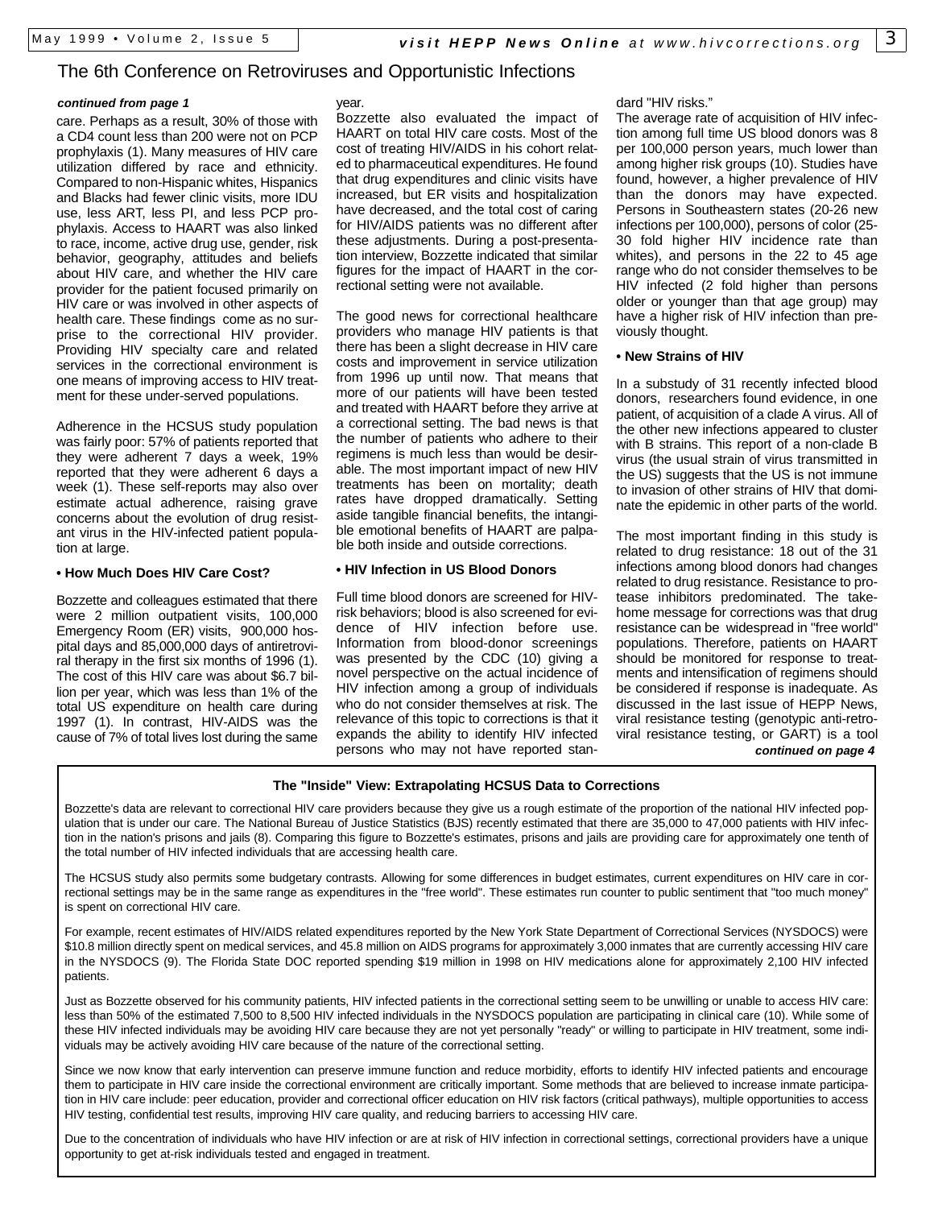## The 6th Conference on Retroviruses and Opportunistic Infections

*continued from page 1*

care. Perhaps as a result, 30% of those with a CD4 count less than 200 were not on PCP prophylaxis (1). Many measures of HIV care utilization differed by race and ethnicity. Compared to non-Hispanic whites, Hispanics and Blacks had fewer clinic visits, more IDU use, less ART, less PI, and less PCP prophylaxis. Access to HAART was also linked to race, income, active drug use, gender, risk behavior, geography, attitudes and beliefs about HIV care, and whether the HIV care provider for the patient focused primarily on HIV care or was involved in other aspects of health care. These findings come as no surprise to the correctional HIV provider. Providing HIV specialty care and related services in the correctional environment is one means of improving access to HIV treatment for these under-served populations.

Adherence in the HCSUS study population was fairly poor: 57% of patients reported that they were adherent 7 days a week, 19% reported that they were adherent 6 days a week (1). These self-reports may also over estimate actual adherence, raising grave concerns about the evolution of drug resistant virus in the HIV-infected patient population at large.

**• How Much Does HIV Care Cost?**

Bozzette and colleagues estimated that there were 2 million outpatient visits, 100,000 Emergency Room (ER) visits, 900,000 hospital days and 85,000,000 days of antiretroviral therapy in the first six months of 1996 (1). The cost of this HIV care was about $6.7 billion per year, which was less than 1% of the total US expenditure on health care during 1997 (1). In contrast, HIV-AIDS was the cause of 7% of total lives lost during the same year.

Bozzette also evaluated the impact of HAART on total HIV care costs. Most of the cost of treating HIV/AIDS in his cohort related to pharmaceutical expenditures. He found that drug expenditures and clinic visits have increased, but ER visits and hospitalization have decreased, and the total cost of caring for HIV/AIDS patients was no different after these adjustments. During a post-presentation interview, Bozzette indicated that similar figures for the impact of HAART in the correctional setting were not available.

The good news for correctional healthcare providers who manage HIV patients is that there has been a slight decrease in HIV care costs and improvement in service utilization from 1996 up until now. That means that more of our patients will have been tested and treated with HAART before they arrive at a correctional setting. The bad news is that the number of patients who adhere to their regimens is much less than would be desirable. The most important impact of new HIV treatments has been on mortality; death rates have dropped dramatically. Setting aside tangible financial benefits, the intangible emotional benefits of HAART are palpable both inside and outside corrections.

**• HIV Infection in US Blood Donors**

Full time blood donors are screened for HIV-risk behaviors; blood is also screened for evidence of HIV infection before use. Information from blood-donor screenings was presented by the CDC (10) giving a novel perspective on the actual incidence of HIV infection among a group of individuals who do not consider themselves at risk. The relevance of this topic to corrections is that it expands the ability to identify HIV infected persons who may not have reported standard "HIV risks."

The average rate of acquisition of HIV infection among full time US blood donors was 8 per 100,000 person years, much lower than among higher risk groups (10). Studies have found, however, a higher prevalence of HIV than the donors may have expected. Persons in Southeastern states (20-26 new infections per 100,000), persons of color (25-30 fold higher HIV incidence rate than whites), and persons in the 22 to 45 age range who do not consider themselves to be HIV infected (2 fold higher than persons older or younger than that age group) may have a higher risk of HIV infection than previously thought.

**• New Strains of HIV**

In a substudy of 31 recently infected blood donors, researchers found evidence, in one patient, of acquisition of a clade A virus. All of the other new infections appeared to cluster with B strains. This report of a non-clade B virus (the usual strain of virus transmitted in the US) suggests that the US is not immune to invasion of other strains of HIV that dominate the epidemic in other parts of the world.

The most important finding in this study is related to drug resistance: 18 out of the 31 infections among blood donors had changes related to drug resistance. Resistance to protease inhibitors predominated. The take-home message for corrections was that drug resistance can be widespread in "free world" populations. Therefore, patients on HAART should be monitored for response to treatments and intensification of regimens should be considered if response is inadequate. As discussed in the last issue of HEPP News, viral resistance testing (genotypic anti-retroviral resistance testing, or GART) is a tool

*continued on page 4*

### The "Inside" View: Extrapolating HCSUS Data to Corrections

Bozzette's data are relevant to correctional HIV care providers because they give us a rough estimate of the proportion of the national HIV infected population that is under our care. The National Bureau of Justice Statistics (BJS) recently estimated that there are 35,000 to 47,000 patients with HIV infection in the nation's prisons and jails (8). Comparing this figure to Bozzette's estimates, prisons and jails are providing care for approximately one tenth of the total number of HIV infected individuals that are accessing health care.

The HCSUS study also permits some budgetary contrasts. Allowing for some differences in budget estimates, current expenditures on HIV care in correctional settings may be in the same range as expenditures in the "free world". These estimates run counter to public sentiment that "too much money" is spent on correctional HIV care.

For example, recent estimates of HIV/AIDS related expenditures reported by the New York State Department of Correctional Services (NYSDOCS) were $10.8 million directly spent on medical services, and 45.8 million on AIDS programs for approximately 3,000 inmates that are currently accessing HIV care in the NYSDOCS (9). The Florida State DOC reported spending $19 million in 1998 on HIV medications alone for approximately 2,100 HIV infected patients.

Just as Bozzette observed for his community patients, HIV infected patients in the correctional setting seem to be unwilling or unable to access HIV care: less than 50% of the estimated 7,500 to 8,500 HIV infected individuals in the NYSDOCS population are participating in clinical care (10). While some of these HIV infected individuals may be avoiding HIV care because they are not yet personally "ready" or willing to participate in HIV treatment, some individuals may be actively avoiding HIV care because of the nature of the correctional setting.

Since we now know that early intervention can preserve immune function and reduce morbidity, efforts to identify HIV infected patients and encourage them to participate in HIV care inside the correctional environment are critically important. Some methods that are believed to increase inmate participation in HIV care include: peer education, provider and correctional officer education on HIV risk factors (critical pathways), multiple opportunities to access HIV testing, confidential test results, improving HIV care quality, and reducing barriers to accessing HIV care.

Due to the concentration of individuals who have HIV infection or are at risk of HIV infection in correctional settings, correctional providers have a unique opportunity to get at-risk individuals tested and engaged in treatment.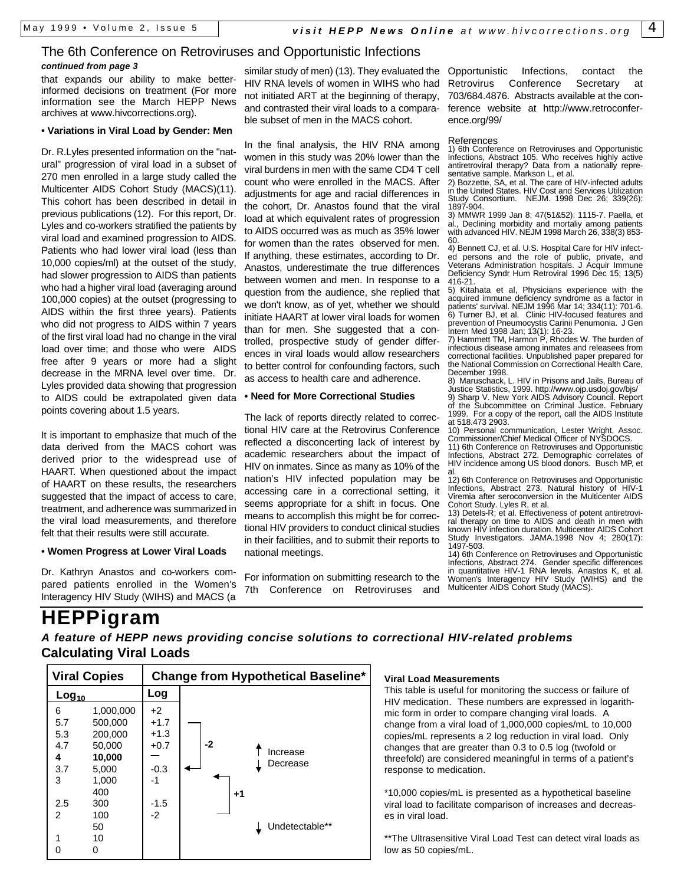## The 6th Conference on Retroviruses and Opportunistic Infections

***continued from page 3***

that expands our ability to make better-informed decisions on treatment (For more information see the March HEPP News archives at www.hivcorrections.org).

**• Variations in Viral Load by Gender: Men**

Dr. R.Lyles presented information on the "natural" progression of viral load in a subset of 270 men enrolled in a large study called the Multicenter AIDS Cohort Study (MACS)(11). This cohort has been described in detail in previous publications (12). For this report, Dr. Lyles and co-workers stratified the patients by viral load and examined progression to AIDS. Patients who had lower viral load (less than 10,000 copies/ml) at the outset of the study, had slower progression to AIDS than patients who had a higher viral load (averaging around 100,000 copies) at the outset (progressing to AIDS within the first three years). Patients who did not progress to AIDS within 7 years of the first viral load had no change in the viral load over time; and those who were AIDS free after 9 years or more had a slight decrease in the MRNA level over time. Dr. Lyles provided data showing that progression to AIDS could be extrapolated given data points covering about 1.5 years.

It is important to emphasize that much of the data derived from the MACS cohort was derived prior to the widespread use of HAART. When questioned about the impact of HAART on these results, the researchers suggested that the impact of access to care, treatment, and adherence was summarized in the viral load measurements, and therefore felt that their results were still accurate.

**• Women Progress at Lower Viral Loads**

Dr. Kathryn Anastos and co-workers compared patients enrolled in the Women's Interagency HIV Study (WIHS) and MACS (a similar study of men) (13). They evaluated the HIV RNA levels of women in WIHS who had not initiated ART at the beginning of therapy, and contrasted their viral loads to a comparable subset of men in the MACS cohort.

In the final analysis, the HIV RNA among women in this study was 20% lower than the viral burdens in men with the same CD4 T cell count who were enrolled in the MACS. After adjustments for age and racial differences in the cohort, Dr. Anastos found that the viral load at which equivalent rates of progression to AIDS occurred was as much as 35% lower for women than the rates observed for men. If anything, these estimates, according to Dr. Anastos, underestimate the true differences between women and men. In response to a question from the audience, she replied that we don't know, as of yet, whether we should initiate HAART at lower viral loads for women than for men. She suggested that a controlled, prospective study of gender differences in viral loads would allow researchers to better control for confounding factors, such as access to health care and adherence.

**• Need for More Correctional Studies**

The lack of reports directly related to correctional HIV care at the Retrovirus Conference reflected a disconcerting lack of interest by academic researchers about the impact of HIV on inmates. Since as many as 10% of the nation's HIV infected population may be accessing care in a correctional setting, it seems appropriate for a shift in focus. One means to accomplish this might be for correctional HIV providers to conduct clinical studies in their facilities, and to submit their reports to national meetings.

For information on submitting research to the 7th Conference on Retroviruses and Opportunistic Infections, contact the Retrovirus Conference Secretary at 703/684.4876. Abstracts available at the conference website at http://www.retroconference.org/99/

References

1) 6th Conference on Retroviruses and Opportunistic Infections, Abstract 105. Who receives highly active antiretroviral therapy? Data from a nationally representative sample. Markson L, et al.
2) Bozzette, SA, et al. The care of HIV-infected adults in the United States. HIV Cost and Services Utilization Study Consortium. NEJM. 1998 Dec 26; 339(26): 1897-904.
3) MMWR 1999 Jan 8; 47(51&52): 1115-7. Paella, et al., Declining morbidity and mortaliy among patients with advanced HIV. NEJM 1998 March 26, 338(3) 853-60.
4) Bennett CJ, et al. U.S. Hospital Care for HIV infected persons and the role of public, private, and Veterans Administration hospitals. J Acquir Immune Deficiency Syndr Hum Retroviral 1996 Dec 15; 13(5) 416-21.
5) Kitahata et al, Physicians experience with the acquired immune deficiency syndrome as a factor in patients' survival. NEJM 1996 Mar 14; 334(11): 701-6.
6) Turner BJ, et al. Clinic HIV-focused features and prevention of Pneumocystis Carinii Penumonia. J Gen Intern Med 1998 Jan; 13(1): 16-23.
7) Hammett TM, Harmon P, Rhodes W. The burden of infectious disease among inmates and releasees from correctional facilities. Unpublished paper prepared for the National Commission on Correctional Health Care, December 1998.
8) Maruschack, L. HIV in Prisons and Jails, Bureau of Justice Statistics, 1999. http://www.ojp.usdoj.gov/bjs/
9) Sharp V. New York AIDS Advisory Council. Report of the Subcommittee on Criminal Justice. February 1999. For a copy of the report, call the AIDS Institute at 518.473 2903.
10) Personal communication, Lester Wright, Assoc. Commissioner/Chief Medical Officer of NYSDOCS.
11) 6th Conference on Retroviruses and Opportunistic Infections, Abstract 272. Demographic correlates of HIV incidence among US blood donors. Busch MP, et al.
12) 6th Conference on Retroviruses and Opportunistic Infections, Abstract 273. Natural history of HIV-1 Viremia after seroconversion in the Multicenter AIDS Cohort Study. Lyles R, et al.
13) Detels-R; et al. Effectiveness of potent antiretroviral therapy on time to AIDS and death in men with known HIV infection duration. Multicenter AIDS Cohort Study Investigators. JAMA.1998 Nov 4; 280(17): 1497-503.
14) 6th Conference on Retroviruses and Opportunistic Infections, Abstract 274. Gender specific differences in quantitative HIV-1 RNA levels. Anastos K, et al. Women's Interagency HIV Study (WIHS) and the Multicenter AIDS Cohort Study (MACS).

# HEPPigram

***A feature of HEPP news providing concise solutions to correctional HIV-related problems***

## Calculating Viral Loads

| Viral Copies | | Change from Hypothetical Baseline* | |
|---|---|---|---|
| $Log_{10}$ | | Log | |
| 6 | 1,000,000 | +2 | |
| 5.7 | 500,000 | +1.7 | |
| 5.3 | 200,000 | +1.3 | -2 |
| 4.7 | 50,000 | +0.7 | ↑ Increase |
| **4** | **10,000** | — | ↓ Decrease |
| 3.7 | 5,000 | -0.3 | |
| 3 | 1,000 | -1 | |
| | 400 | | +1 |
| 2.5 | 300 | -1.5 | |
| 2 | 100 | -2 | |
| | 50 | | ↓ Undetectable** |
| 1 | 10 | | |
| 0 | 0 | | |

**Viral Load Measurements**

This table is useful for monitoring the success or failure of HIV medication. These numbers are expressed in logarithmic form in order to compare changing viral loads. A change from a viral load of 1,000,000 copies/mL to 10,000 copies/mL represents a 2 log reduction in viral load. Only changes that are greater than 0.3 to 0.5 log (twofold or threefold) are considered meaningful in terms of a patient's response to medication.

*10,000 copies/mL is presented as a hypothetical baseline viral load to facilitate comparison of increases and decreases in viral load.

**The Ultrasensitive Viral Load Test can detect viral loads as low as 50 copies/mL.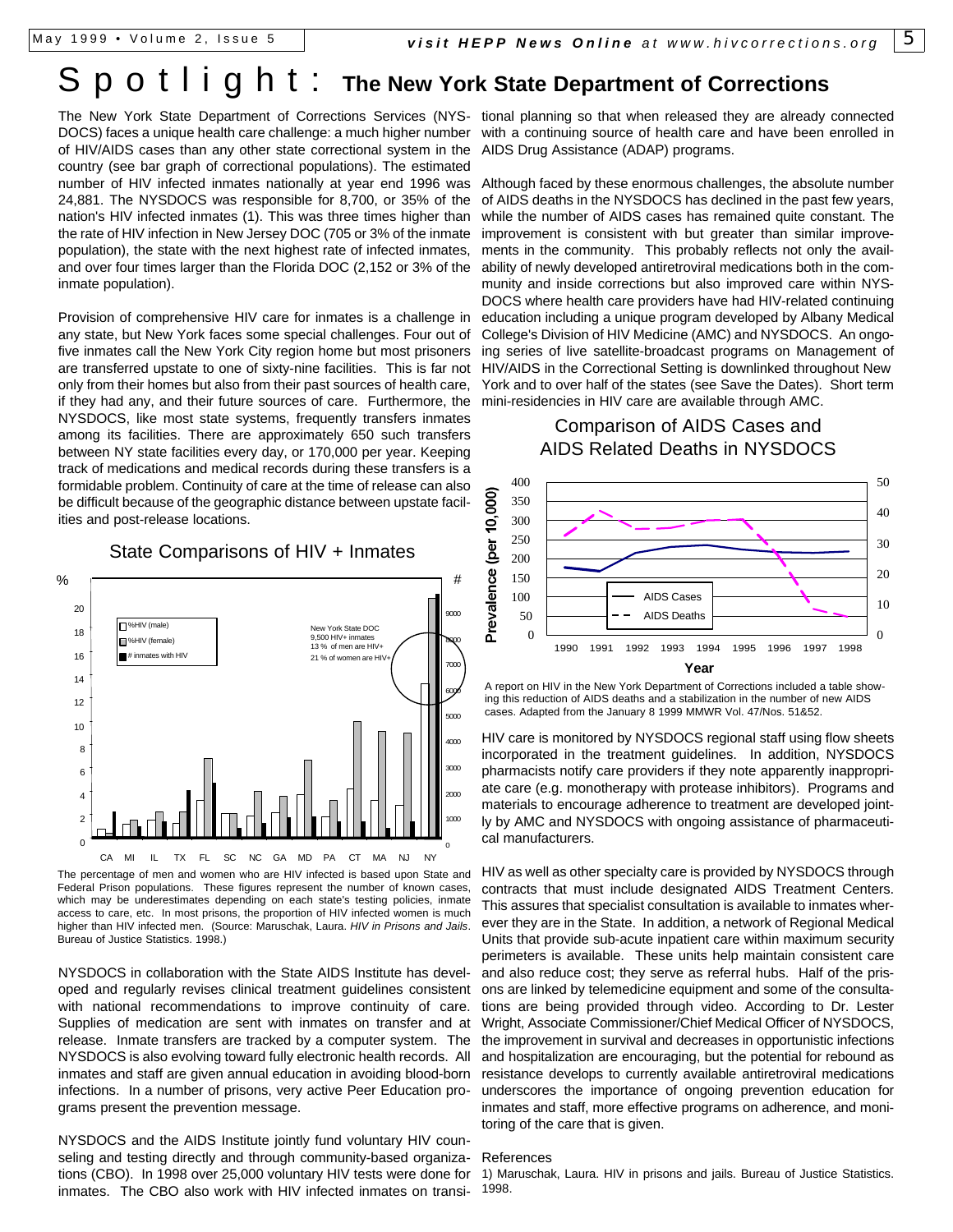# Spotlight: The New York State Department of Corrections

The New York State Department of Corrections Services (NYSDOCS) faces a unique health care challenge: a much higher number of HIV/AIDS cases than any other state correctional system in the country (see bar graph of correctional populations). The estimated number of HIV infected inmates nationally at year end 1996 was 24,881. The NYSDOCS was responsible for 8,700, or 35% of the nation's HIV infected inmates (1). This was three times higher than the rate of HIV infection in New Jersey DOC (705 or 3% of the inmate population), the state with the next highest rate of infected inmates, and over four times larger than the Florida DOC (2,152 or 3% of the inmate population).

Provision of comprehensive HIV care for inmates is a challenge in any state, but New York faces some special challenges. Four out of five inmates call the New York City region home but most prisoners are transferred upstate to one of sixty-nine facilities. This is far not only from their homes but also from their past sources of health care, if they had any, and their future sources of care. Furthermore, the NYSDOCS, like most state systems, frequently transfers inmates among its facilities. There are approximately 650 such transfers between NY state facilities every day, or 170,000 per year. Keeping track of medications and medical records during these transfers is a formidable problem. Continuity of care at the time of release can also be difficult because of the geographic distance between upstate facilities and post-release locations.

### State Comparisons of HIV + Inmates

The percentage of men and women who are HIV infected is based upon State and Federal Prison populations. These figures represent the number of known cases, which may be underestimates depending on each state's testing policies, inmate access to care, etc. In most prisons, the proportion of HIV infected women is much higher than HIV infected men. (Source: Maruschak, Laura. *HIV in Prisons and Jails*. Bureau of Justice Statistics. 1998.)

NYSDOCS in collaboration with the State AIDS Institute has developed and regularly revises clinical treatment guidelines consistent with national recommendations to improve continuity of care. Supplies of medication are sent with inmates on transfer and at release. Inmate transfers are tracked by a computer system. The NYSDOCS is also evolving toward fully electronic health records. All inmates and staff are given annual education in avoiding blood-born infections. In a number of prisons, very active Peer Education programs present the prevention message.

NYSDOCS and the AIDS Institute jointly fund voluntary HIV counseling and testing directly and through community-based organizations (CBO). In 1998 over 25,000 voluntary HIV tests were done for inmates. The CBO also work with HIV infected inmates on transitional planning so that when released they are already connected with a continuing source of health care and have been enrolled in AIDS Drug Assistance (ADAP) programs.

Although faced by these enormous challenges, the absolute number of AIDS deaths in the NYSDOCS has declined in the past few years, while the number of AIDS cases has remained quite constant. The improvement is consistent with but greater than similar improvements in the community. This probably reflects not only the availability of newly developed antiretroviral medications both in the community and inside corrections but also improved care within NYSDOCS where health care providers have had HIV-related continuing education including a unique program developed by Albany Medical College's Division of HIV Medicine (AMC) and NYSDOCS. An ongoing series of live satellite-broadcast programs on Management of HIV/AIDS in the Correctional Setting is downlinked throughout New York and to over half of the states (see Save the Dates). Short term mini-residencies in HIV care are available through AMC.

### Comparison of AIDS Cases and AIDS Related Deaths in NYSDOCS

A report on HIV in the New York Department of Corrections included a table showing this reduction of AIDS deaths and a stabilization in the number of new AIDS cases. Adapted from the January 8 1999 MMWR Vol. 47/Nos. 51&52.

HIV care is monitored by NYSDOCS regional staff using flow sheets incorporated in the treatment guidelines. In addition, NYSDOCS pharmacists notify care providers if they note apparently inappropriate care (e.g. monotherapy with protease inhibitors). Programs and materials to encourage adherence to treatment are developed jointly by AMC and NYSDOCS with ongoing assistance of pharmaceutical manufacturers.

HIV as well as other specialty care is provided by NYSDOCS through contracts that must include designated AIDS Treatment Centers. This assures that specialist consultation is available to inmates wherever they are in the State. In addition, a network of Regional Medical Units that provide sub-acute inpatient care within maximum security perimeters is available. These units help maintain consistent care and also reduce cost; they serve as referral hubs. Half of the prisons are linked by telemedicine equipment and some of the consultations are being provided through video. According to Dr. Lester Wright, Associate Commissioner/Chief Medical Officer of NYSDOCS, the improvement in survival and decreases in opportunistic infections and hospitalization are encouraging, but the potential for rebound as resistance develops to currently available antiretroviral medications underscores the importance of ongoing prevention education for inmates and staff, more effective programs on adherence, and monitoring of the care that is given.

References

1) Maruschak, Laura. HIV in prisons and jails. Bureau of Justice Statistics. 1998.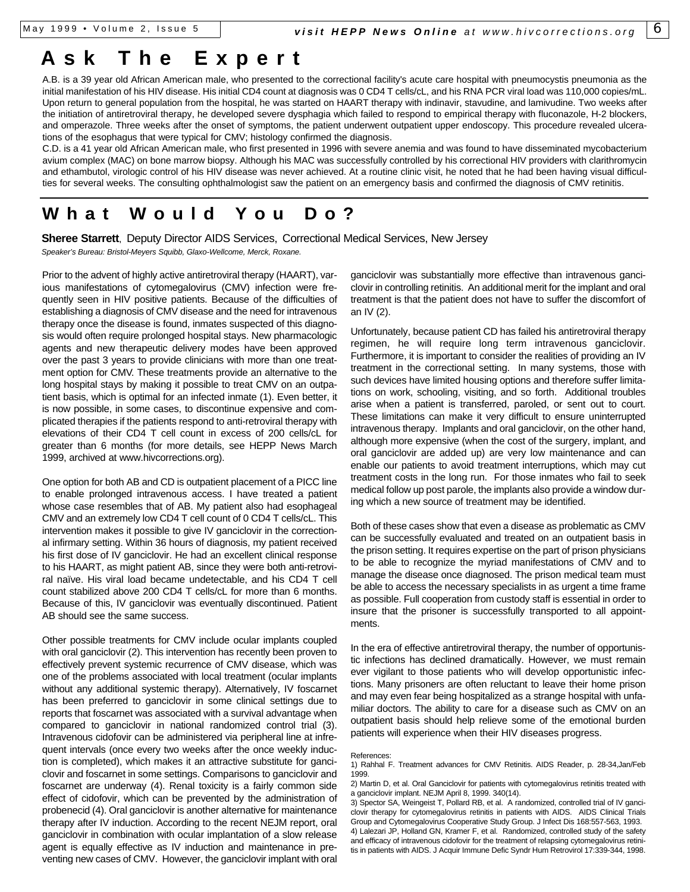# Ask The Expert

A.B. is a 39 year old African American male, who presented to the correctional facility's acute care hospital with pneumocystis pneumonia as the initial manifestation of his HIV disease. His initial CD4 count at diagnosis was 0 CD4 T cells/cL, and his RNA PCR viral load was 110,000 copies/mL. Upon return to general population from the hospital, he was started on HAART therapy with indinavir, stavudine, and lamivudine. Two weeks after the initiation of antiretroviral therapy, he developed severe dysphagia which failed to respond to empirical therapy with fluconazole, H-2 blockers, and omperazole. Three weeks after the onset of symptoms, the patient underwent outpatient upper endoscopy. This procedure revealed ulcerations of the esophagus that were typical for CMV; histology confirmed the diagnosis.

C.D. is a 41 year old African American male, who first presented in 1996 with severe anemia and was found to have disseminated mycobacterium avium complex (MAC) on bone marrow biopsy. Although his MAC was successfully controlled by his correctional HIV providers with clarithromycin and ethambutol, virologic control of his HIV disease was never achieved. At a routine clinic visit, he noted that he had been having visual difficulties for several weeks. The consulting ophthalmologist saw the patient on an emergency basis and confirmed the diagnosis of CMV retinitis.

# What Would You Do?

**Sheree Starrett**, Deputy Director AIDS Services, Correctional Medical Services, New Jersey

*Speaker's Bureau: Bristol-Meyers Squibb, Glaxo-Wellcome, Merck, Roxane.*

Prior to the advent of highly active antiretroviral therapy (HAART), various manifestations of cytomegalovirus (CMV) infection were frequently seen in HIV positive patients. Because of the difficulties of establishing a diagnosis of CMV disease and the need for intravenous therapy once the disease is found, inmates suspected of this diagnosis would often require prolonged hospital stays. New pharmacologic agents and new therapeutic delivery modes have been approved over the past 3 years to provide clinicians with more than one treatment option for CMV. These treatments provide an alternative to the long hospital stays by making it possible to treat CMV on an outpatient basis, which is optimal for an infected inmate (1). Even better, it is now possible, in some cases, to discontinue expensive and complicated therapies if the patients respond to anti-retroviral therapy with elevations of their CD4 T cell count in excess of 200 cells/cL for greater than 6 months (for more details, see HEPP News March 1999, archived at www.hivcorrections.org).

One option for both AB and CD is outpatient placement of a PICC line to enable prolonged intravenous access. I have treated a patient whose case resembles that of AB. My patient also had esophageal CMV and an extremely low CD4 T cell count of 0 CD4 T cells/cL. This intervention makes it possible to give IV ganciclovir in the correctional infirmary setting. Within 36 hours of diagnosis, my patient received his first dose of IV ganciclovir. He had an excellent clinical response to his HAART, as might patient AB, since they were both anti-retroviral naïve. His viral load became undetectable, and his CD4 T cell count stabilized above 200 CD4 T cells/cL for more than 6 months. Because of this, IV ganciclovir was eventually discontinued. Patient AB should see the same success.

Other possible treatments for CMV include ocular implants coupled with oral ganciclovir (2). This intervention has recently been proven to effectively prevent systemic recurrence of CMV disease, which was one of the problems associated with local treatment (ocular implants without any additional systemic therapy). Alternatively, IV foscarnet has been preferred to ganciclovir in some clinical settings due to reports that foscarnet was associated with a survival advantage when compared to ganciclovir in national randomized control trial (3). Intravenous cidofovir can be administered via peripheral line at infrequent intervals (once every two weeks after the once weekly induction is completed), which makes it an attractive substitute for ganciclovir and foscarnet in some settings. Comparisons to ganciclovir and foscarnet are underway (4). Renal toxicity is a fairly common side effect of cidofovir, which can be prevented by the administration of probenecid (4). Oral ganciclovir is another alternative for maintenance therapy after IV induction. According to the recent NEJM report, oral ganciclovir in combination with ocular implantation of a slow release agent is equally effective as IV induction and maintenance in preventing new cases of CMV. However, the ganciclovir implant with oral ganciclovir was substantially more effective than intravenous ganciclovir in controlling retinitis. An additional merit for the implant and oral treatment is that the patient does not have to suffer the discomfort of an IV (2).

Unfortunately, because patient CD has failed his antiretroviral therapy regimen, he will require long term intravenous ganciclovir. Furthermore, it is important to consider the realities of providing an IV treatment in the correctional setting. In many systems, those with such devices have limited housing options and therefore suffer limitations on work, schooling, visiting, and so forth. Additional troubles arise when a patient is transferred, paroled, or sent out to court. These limitations can make it very difficult to ensure uninterrupted intravenous therapy. Implants and oral ganciclovir, on the other hand, although more expensive (when the cost of the surgery, implant, and oral ganciclovir are added up) are very low maintenance and can enable our patients to avoid treatment interruptions, which may cut treatment costs in the long run. For those inmates who fail to seek medical follow up post parole, the implants also provide a window during which a new source of treatment may be identified.

Both of these cases show that even a disease as problematic as CMV can be successfully evaluated and treated on an outpatient basis in the prison setting. It requires expertise on the part of prison physicians to be able to recognize the myriad manifestations of CMV and to manage the disease once diagnosed. The prison medical team must be able to access the necessary specialists in as urgent a time frame as possible. Full cooperation from custody staff is essential in order to insure that the prisoner is successfully transported to all appointments.

In the era of effective antiretroviral therapy, the number of opportunistic infections has declined dramatically. However, we must remain ever vigilant to those patients who will develop opportunistic infections. Many prisoners are often reluctant to leave their home prison and may even fear being hospitalized as a strange hospital with unfamiliar doctors. The ability to care for a disease such as CMV on an outpatient basis should help relieve some of the emotional burden patients will experience when their HIV diseases progress.

References:

1) Rahhal F. Treatment advances for CMV Retinitis. AIDS Reader, p. 28-34,Jan/Feb 1999.

2) Martin D, et al. Oral Ganciclovir for patients with cytomegalovirus retinitis treated with a ganciclovir implant. NEJM April 8, 1999. 340(14).

3) Spector SA, Weingeist T, Pollard RB, et al. A randomized, controlled trial of IV ganciclovir therapy for cytomegalovirus retinitis in patients with AIDS. AIDS Clinical Trials Group and Cytomegalovirus Cooperative Study Group. J Infect Dis 168:557-563, 1993.

4) Lalezari JP, Holland GN, Kramer F, et al. Randomized, controlled study of the safety and efficacy of intravenous cidofovir for the treatment of relapsing cytomegalovirus retinitis in patients with AIDS. J Acquir Immune Defic Syndr Hum Retrovirol 17:339-344, 1998.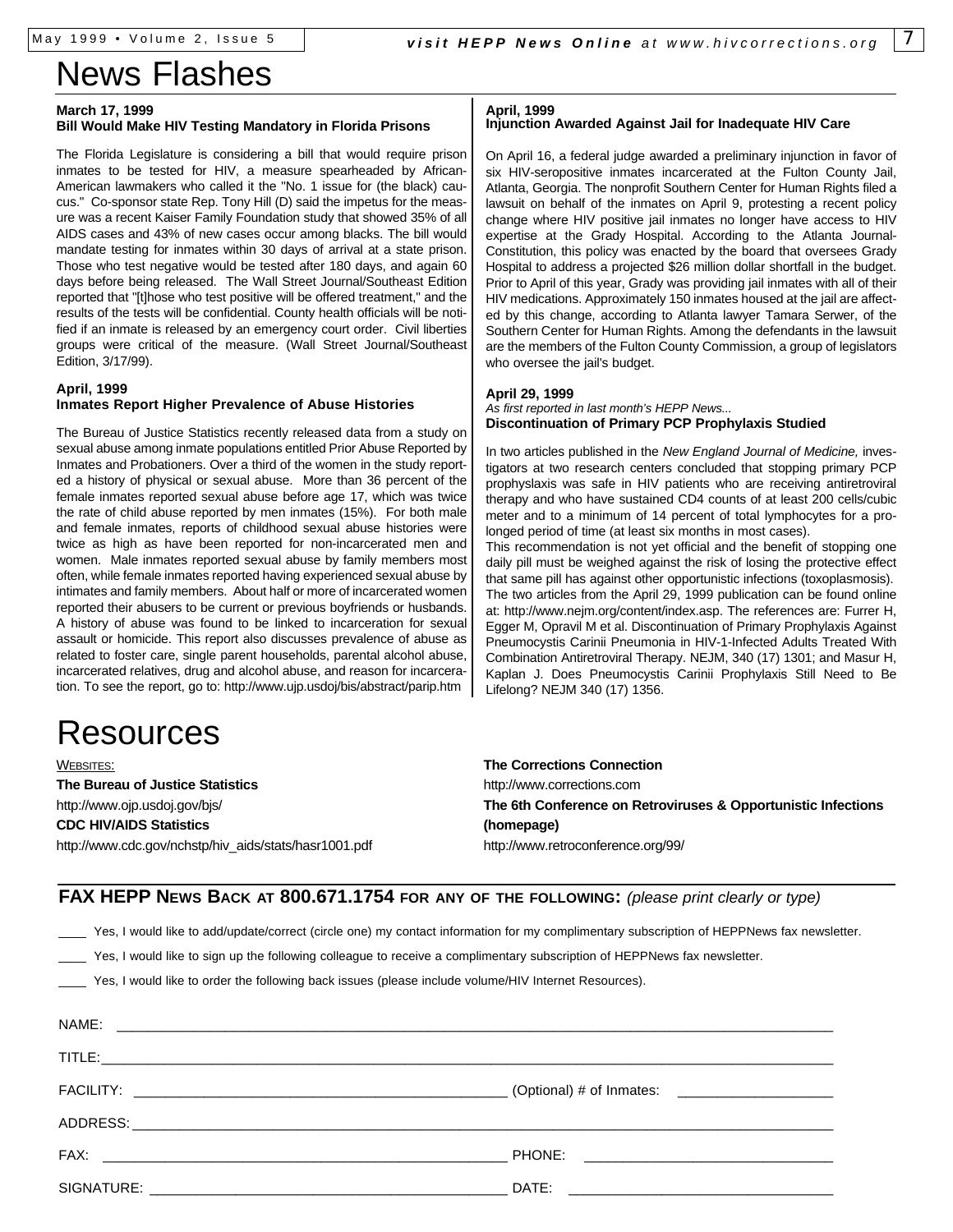# News Flashes

**March 17, 1999**
**Bill Would Make HIV Testing Mandatory in Florida Prisons**

The Florida Legislature is considering a bill that would require prison inmates to be tested for HIV, a measure spearheaded by African-American lawmakers who called it the "No. 1 issue for (the black) caucus." Co-sponsor state Rep. Tony Hill (D) said the impetus for the measure was a recent Kaiser Family Foundation study that showed 35% of all AIDS cases and 43% of new cases occur among blacks. The bill would mandate testing for inmates within 30 days of arrival at a state prison. Those who test negative would be tested after 180 days, and again 60 days before being released. The Wall Street Journal/Southeast Edition reported that "[t]hose who test positive will be offered treatment," and the results of the tests will be confidential. County health officials will be notified if an inmate is released by an emergency court order. Civil liberties groups were critical of the measure. (Wall Street Journal/Southeast Edition, 3/17/99).

**April, 1999**
**Inmates Report Higher Prevalence of Abuse Histories**

The Bureau of Justice Statistics recently released data from a study on sexual abuse among inmate populations entitled Prior Abuse Reported by Inmates and Probationers. Over a third of the women in the study reported a history of physical or sexual abuse. More than 36 percent of the female inmates reported sexual abuse before age 17, which was twice the rate of child abuse reported by men inmates (15%). For both male and female inmates, reports of childhood sexual abuse histories were twice as high as have been reported for non-incarcerated men and women. Male inmates reported sexual abuse by family members most often, while female inmates reported having experienced sexual abuse by intimates and family members. About half or more of incarcerated women reported their abusers to be current or previous boyfriends or husbands. A history of abuse was found to be linked to incarceration for sexual assault or homicide. This report also discusses prevalence of abuse as related to foster care, single parent households, parental alcohol abuse, incarcerated relatives, drug and alcohol abuse, and reason for incarceration. To see the report, go to: http://www.ujp.usdoj/bis/abstract/parip.htm

**April, 1999**
**Injunction Awarded Against Jail for Inadequate HIV Care**

On April 16, a federal judge awarded a preliminary injunction in favor of six HIV-seropositive inmates incarcerated at the Fulton County Jail, Atlanta, Georgia. The nonprofit Southern Center for Human Rights filed a lawsuit on behalf of the inmates on April 9, protesting a recent policy change where HIV positive jail inmates no longer have access to HIV expertise at the Grady Hospital. According to the Atlanta Journal-Constitution, this policy was enacted by the board that oversees Grady Hospital to address a projected $26 million dollar shortfall in the budget. Prior to April of this year, Grady was providing jail inmates with all of their HIV medications. Approximately 150 inmates housed at the jail are affected by this change, according to Atlanta lawyer Tamara Serwer, of the Southern Center for Human Rights. Among the defendants in the lawsuit are the members of the Fulton County Commission, a group of legislators who oversee the jail's budget.

**April 29, 1999**
*As first reported in last month's HEPP News...*
**Discontinuation of Primary PCP Prophylaxis Studied**

In two articles published in the *New England Journal of Medicine,* investigators at two research centers concluded that stopping primary PCP prophyslaxis was safe in HIV patients who are receiving antiretroviral therapy and who have sustained CD4 counts of at least 200 cells/cubic meter and to a minimum of 14 percent of total lymphocytes for a prolonged period of time (at least six months in most cases).
This recommendation is not yet official and the benefit of stopping one daily pill must be weighed against the risk of losing the protective effect that same pill has against other opportunistic infections (toxoplasmosis).
The two articles from the April 29, 1999 publication can be found online at: http://www.nejm.org/content/index.asp. The references are: Furrer H, Egger M, Opravil M et al. Discontinuation of Primary Prophylaxis Against Pneumocystis Carinii Pneumonia in HIV-1-Infected Adults Treated With Combination Antiretroviral Therapy. NEJM, 340 (17) 1301; and Masur H, Kaplan J. Does Pneumocystis Carinii Prophylaxis Still Need to Be Lifelong? NEJM 340 (17) 1356.

# Resources

WEBSITES:

**The Bureau of Justice Statistics**
http://www.ojp.usdoj.gov/bjs/

**CDC HIV/AIDS Statistics**
http://www.cdc.gov/nchstp/hiv_aids/stats/hasr1001.pdf

**The Corrections Connection**
http://www.corrections.com

**The 6th Conference on Retroviruses & Opportunistic Infections (homepage)**
http://www.retroconference.org/99/

## FAX HEPP NEWS BACK AT 800.671.1754 FOR ANY OF THE FOLLOWING: *(please print clearly or type)*

____ Yes, I would like to add/update/correct (circle one) my contact information for my complimentary subscription of HEPPNews fax newsletter.

____ Yes, I would like to sign up the following colleague to receive a complimentary subscription of HEPPNews fax newsletter.

____ Yes, I would like to order the following back issues (please include volume/HIV Internet Resources).

NAME: ______________________________

TITLE: ______________________________

FACILITY: ______________________________ (Optional) # of Inmates: ______________

ADDRESS: ______________________________

FAX: ______________________________ PHONE: ______________

SIGNATURE: ______________________________ DATE: ______________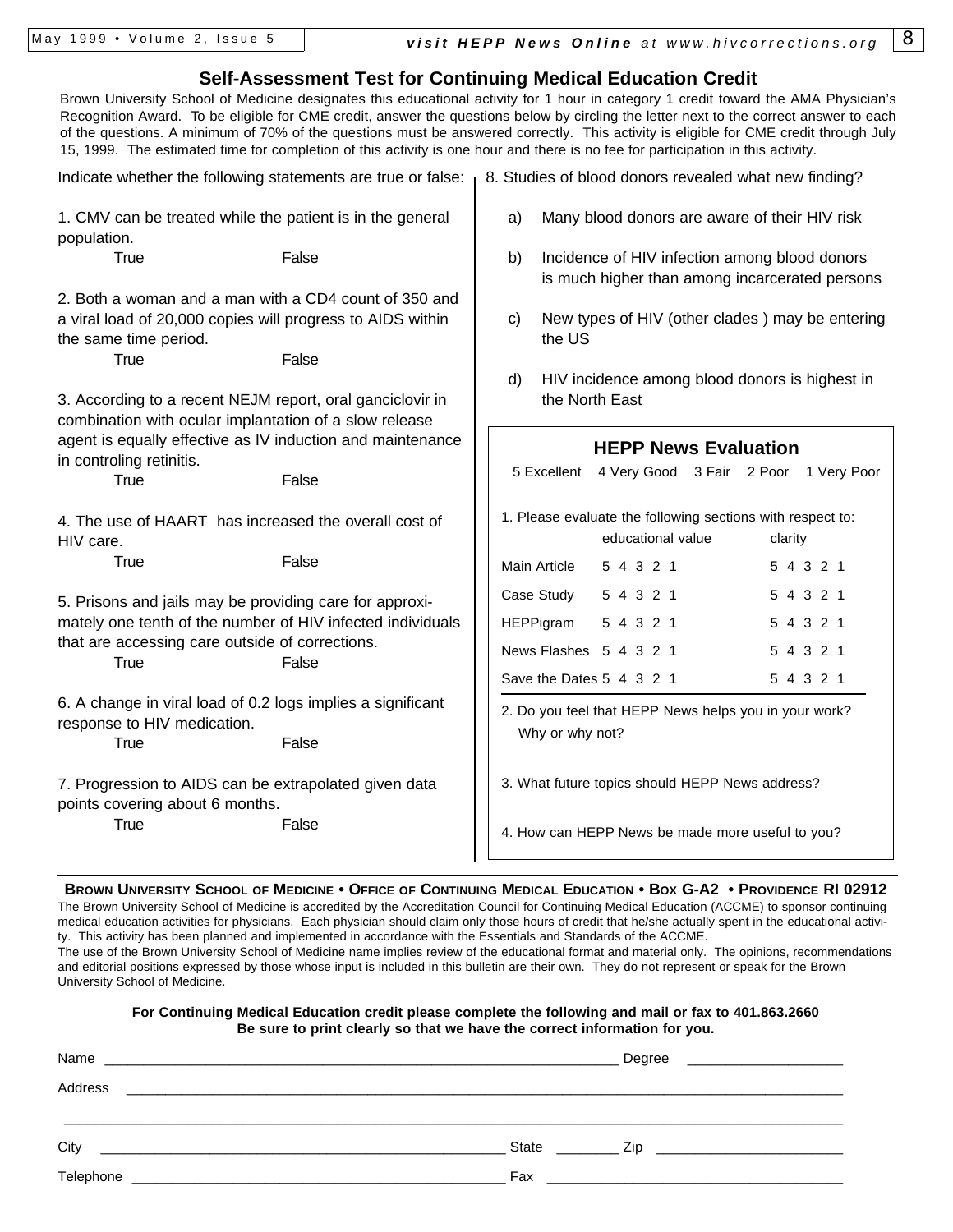## Self-Assessment Test for Continuing Medical Education Credit

Brown University School of Medicine designates this educational activity for 1 hour in category 1 credit toward the AMA Physician's Recognition Award. To be eligible for CME credit, answer the questions below by circling the letter next to the correct answer to each of the questions. A minimum of 70% of the questions must be answered correctly. This activity is eligible for CME credit through July 15, 1999. The estimated time for completion of this activity is one hour and there is no fee for participation in this activity.

Indicate whether the following statements are true or false:

1. CMV can be treated while the patient is in the general population.

   True False

2. Both a woman and a man with a CD4 count of 350 and a viral load of 20,000 copies will progress to AIDS within the same time period.

   True False

3. According to a recent NEJM report, oral ganciclovir in combination with ocular implantation of a slow release agent is equally effective as IV induction and maintenance in controling retinitis.

   True False

4. The use of HAART has increased the overall cost of HIV care.

   True False

5. Prisons and jails may be providing care for approximately one tenth of the number of HIV infected individuals that are accessing care outside of corrections.

   True False

6. A change in viral load of 0.2 logs implies a significant response to HIV medication.

   True False

7. Progression to AIDS can be extrapolated given data points covering about 6 months.

   True False

8. Studies of blood donors revealed what new finding?

   a) Many blood donors are aware of their HIV risk

   b) Incidence of HIV infection among blood donors is much higher than among incarcerated persons

   c) New types of HIV (other clades ) may be entering the US

   d) HIV incidence among blood donors is highest in the North East

### HEPP News Evaluation

5 Excellent 4 Very Good 3 Fair 2 Poor 1 Very Poor

1. Please evaluate the following sections with respect to:

| | educational value | clarity |
|---|---|---|
| Main Article | 5 4 3 2 1 | 5 4 3 2 1 |
| Case Study | 5 4 3 2 1 | 5 4 3 2 1 |
| HEPPigram | 5 4 3 2 1 | 5 4 3 2 1 |
| News Flashes | 5 4 3 2 1 | 5 4 3 2 1 |
| Save the Dates | 5 4 3 2 1 | 5 4 3 2 1 |

2. Do you feel that HEPP News helps you in your work? Why or why not?

3. What future topics should HEPP News address?

4. How can HEPP News be made more useful to you?

**Brown University School of Medicine • Office of Continuing Medical Education • Box G-A2 • Providence RI 02912**

The Brown University School of Medicine is accredited by the Accreditation Council for Continuing Medical Education (ACCME) to sponsor continuing medical education activities for physicians. Each physician should claim only those hours of credit that he/she actually spent in the educational activity. This activity has been planned and implemented in accordance with the Essentials and Standards of the ACCME.

The use of the Brown University School of Medicine name implies review of the educational format and material only. The opinions, recommendations and editorial positions expressed by those whose input is included in this bulletin are their own. They do not represent or speak for the Brown University School of Medicine.

**For Continuing Medical Education credit please complete the following and mail or fax to 401.863.2660**
**Be sure to print clearly so that we have the correct information for you.**

Name ______________________________ Degree ______________

Address ______________________________

______________________________

City ______________________ State ________ Zip ______________

Telephone ______________________ Fax ______________________